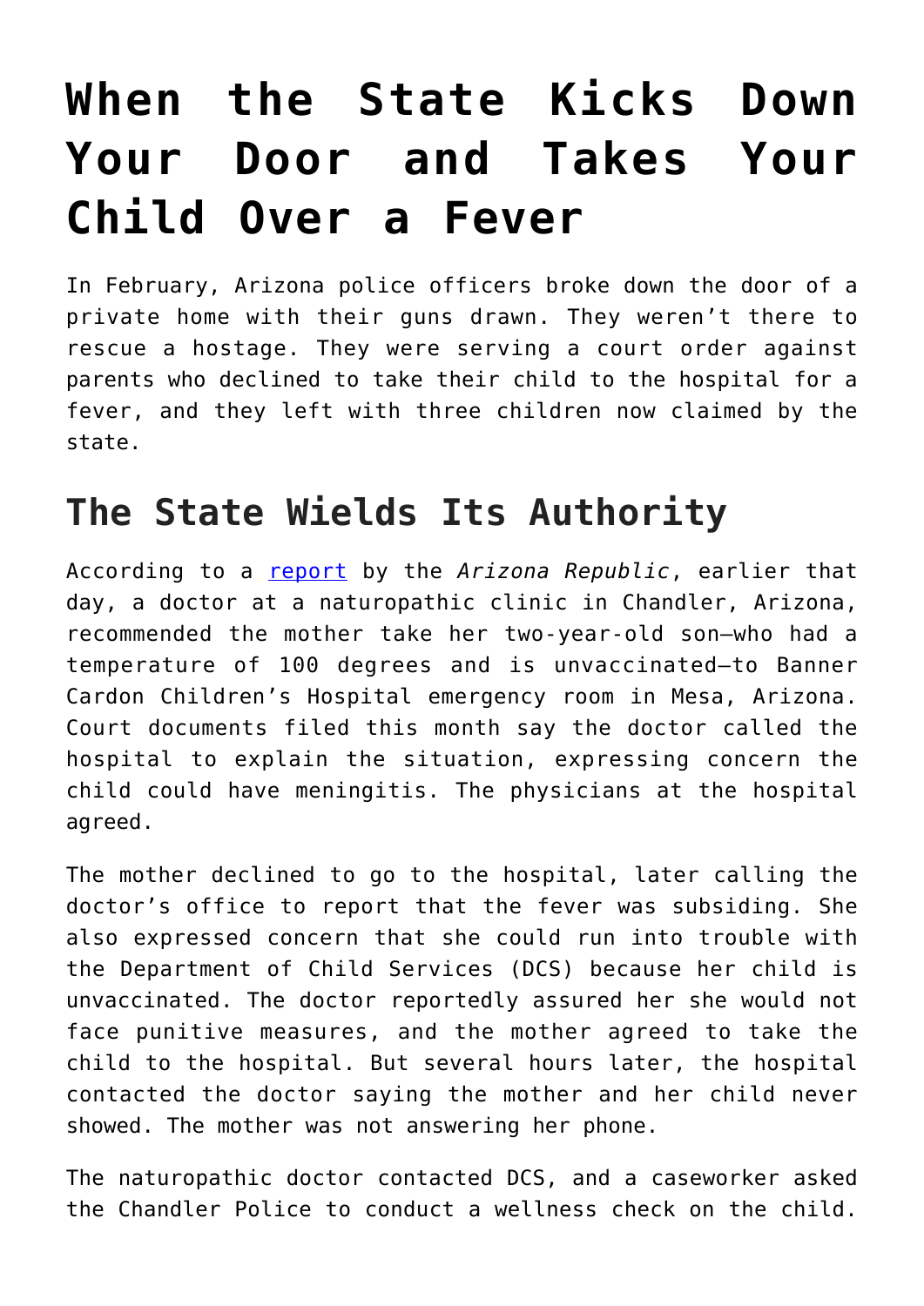# When the State Kicks Down Your Door and Takes Your Child Over a Fever

In February, Arizona police officers broke down the door of a private home with their guns drawn. They weren't there to rescue a hostage. They were serving a court order against parents who declined to take their child to the hospital for a fever, and they left with three children now claimed by the state.

## The State Wields Its Authority

According to a [report](#) by the *Arizona Republic*, earlier that day, a doctor at a naturopathic clinic in Chandler, Arizona, recommended the mother take her two-year-old son—who had a temperature of 100 degrees and is unvaccinated—to Banner Cardon Children's Hospital emergency room in Mesa, Arizona. Court documents filed this month say the doctor called the hospital to explain the situation, expressing concern the child could have meningitis. The physicians at the hospital agreed.

The mother declined to go to the hospital, later calling the doctor's office to report that the fever was subsiding. She also expressed concern that she could run into trouble with the Department of Child Services (DCS) because her child is unvaccinated. The doctor reportedly assured her she would not face punitive measures, and the mother agreed to take the child to the hospital. But several hours later, the hospital contacted the doctor saying the mother and her child never showed. The mother was not answering her phone.

The naturopathic doctor contacted DCS, and a caseworker asked the Chandler Police to conduct a wellness check on the child.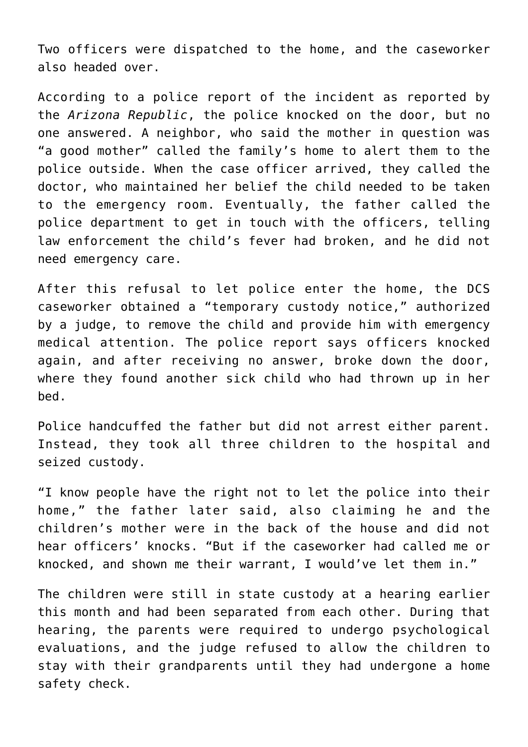Two officers were dispatched to the home, and the caseworker also headed over.

According to a police report of the incident as reported by the *Arizona Republic*, the police knocked on the door, but no one answered. A neighbor, who said the mother in question was "a good mother" called the family's home to alert them to the police outside. When the case officer arrived, they called the doctor, who maintained her belief the child needed to be taken to the emergency room. Eventually, the father called the police department to get in touch with the officers, telling law enforcement the child's fever had broken, and he did not need emergency care.

After this refusal to let police enter the home, the DCS caseworker obtained a "temporary custody notice," authorized by a judge, to remove the child and provide him with emergency medical attention. The police report says officers knocked again, and after receiving no answer, broke down the door, where they found another sick child who had thrown up in her bed.

Police handcuffed the father but did not arrest either parent. Instead, they took all three children to the hospital and seized custody.

"I know people have the right not to let the police into their home," the father later said, also claiming he and the children's mother were in the back of the house and did not hear officers' knocks. "But if the caseworker had called me or knocked, and shown me their warrant, I would've let them in."

The children were still in state custody at a hearing earlier this month and had been separated from each other. During that hearing, the parents were required to undergo psychological evaluations, and the judge refused to allow the children to stay with their grandparents until they had undergone a home safety check.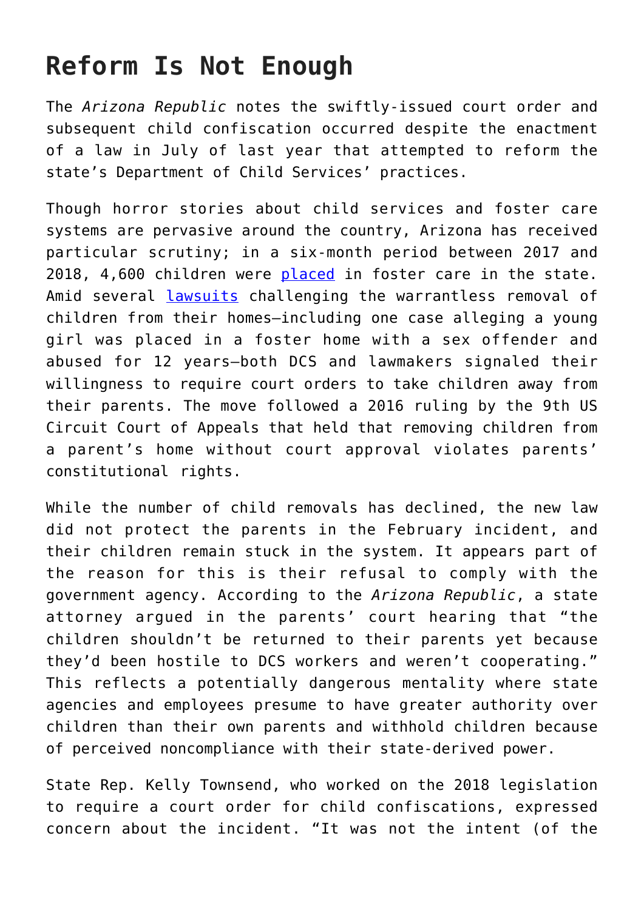## Reform Is Not Enough

The *Arizona Republic* notes the swiftly-issued court order and subsequent child confiscation occurred despite the enactment of a law in July of last year that attempted to reform the state's Department of Child Services' practices.

Though horror stories about child services and foster care systems are pervasive around the country, Arizona has received particular scrutiny; in a six-month period between 2017 and 2018, 4,600 children were placed in foster care in the state. Amid several lawsuits challenging the warrantless removal of children from their homes—including one case alleging a young girl was placed in a foster home with a sex offender and abused for 12 years—both DCS and lawmakers signaled their willingness to require court orders to take children away from their parents. The move followed a 2016 ruling by the 9th US Circuit Court of Appeals that held that removing children from a parent's home without court approval violates parents' constitutional rights.

While the number of child removals has declined, the new law did not protect the parents in the February incident, and their children remain stuck in the system. It appears part of the reason for this is their refusal to comply with the government agency. According to the *Arizona Republic*, a state attorney argued in the parents' court hearing that "the children shouldn't be returned to their parents yet because they'd been hostile to DCS workers and weren't cooperating." This reflects a potentially dangerous mentality where state agencies and employees presume to have greater authority over children than their own parents and withhold children because of perceived noncompliance with their state-derived power.

State Rep. Kelly Townsend, who worked on the 2018 legislation to require a court order for child confiscations, expressed concern about the incident. "It was not the intent (of the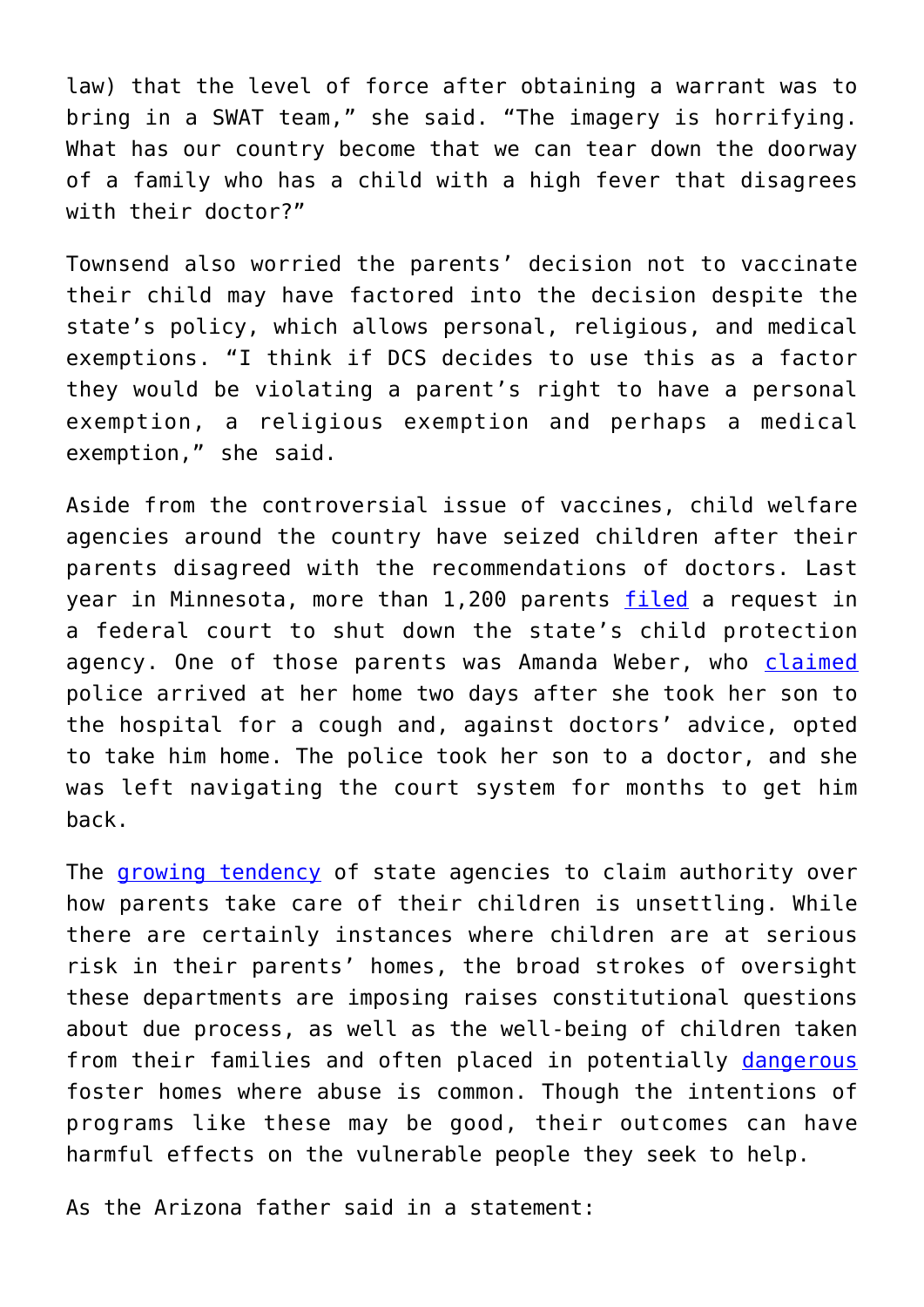law) that the level of force after obtaining a warrant was to bring in a SWAT team," she said. "The imagery is horrifying. What has our country become that we can tear down the doorway of a family who has a child with a high fever that disagrees with their doctor?"

Townsend also worried the parents' decision not to vaccinate their child may have factored into the decision despite the state's policy, which allows personal, religious, and medical exemptions. "I think if DCS decides to use this as a factor they would be violating a parent's right to have a personal exemption, a religious exemption and perhaps a medical exemption," she said.

Aside from the controversial issue of vaccines, child welfare agencies around the country have seized children after their parents disagreed with the recommendations of doctors. Last year in Minnesota, more than 1,200 parents filed a request in a federal court to shut down the state's child protection agency. One of those parents was Amanda Weber, who claimed police arrived at her home two days after she took her son to the hospital for a cough and, against doctors' advice, opted to take him home. The police took her son to a doctor, and she was left navigating the court system for months to get him back.

The growing tendency of state agencies to claim authority over how parents take care of their children is unsettling. While there are certainly instances where children are at serious risk in their parents' homes, the broad strokes of oversight these departments are imposing raises constitutional questions about due process, as well as the well-being of children taken from their families and often placed in potentially dangerous foster homes where abuse is common. Though the intentions of programs like these may be good, their outcomes can have harmful effects on the vulnerable people they seek to help.

As the Arizona father said in a statement: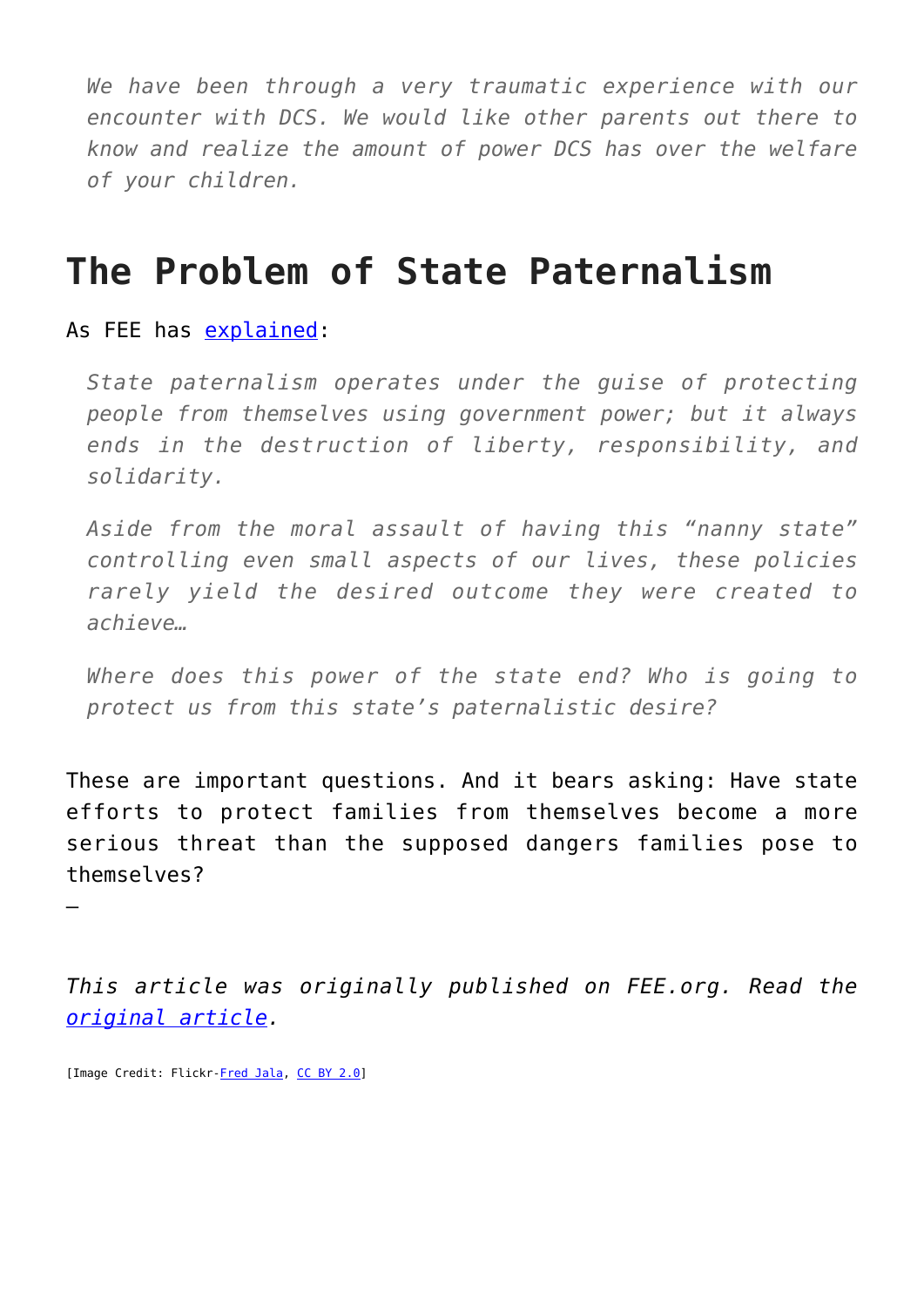> *We have been through a very traumatic experience with our encounter with DCS. We would like other parents out there to know and realize the amount of power DCS has over the welfare of your children.*

## The Problem of State Paternalism

As FEE has [explained]:

> *State paternalism operates under the guise of protecting people from themselves using government power; but it always ends in the destruction of liberty, responsibility, and solidarity.*
>
> *Aside from the moral assault of having this "nanny state" controlling even small aspects of our lives, these policies rarely yield the desired outcome they were created to achieve…*
>
> *Where does this power of the state end? Who is going to protect us from this state's paternalistic desire?*

These are important questions. And it bears asking: Have state efforts to protect families from themselves become a more serious threat than the supposed dangers families pose to themselves?

—

*This article was originally published on FEE.org. Read the [original article].*

[Image Credit: Flickr-Fred Jala, CC BY 2.0]